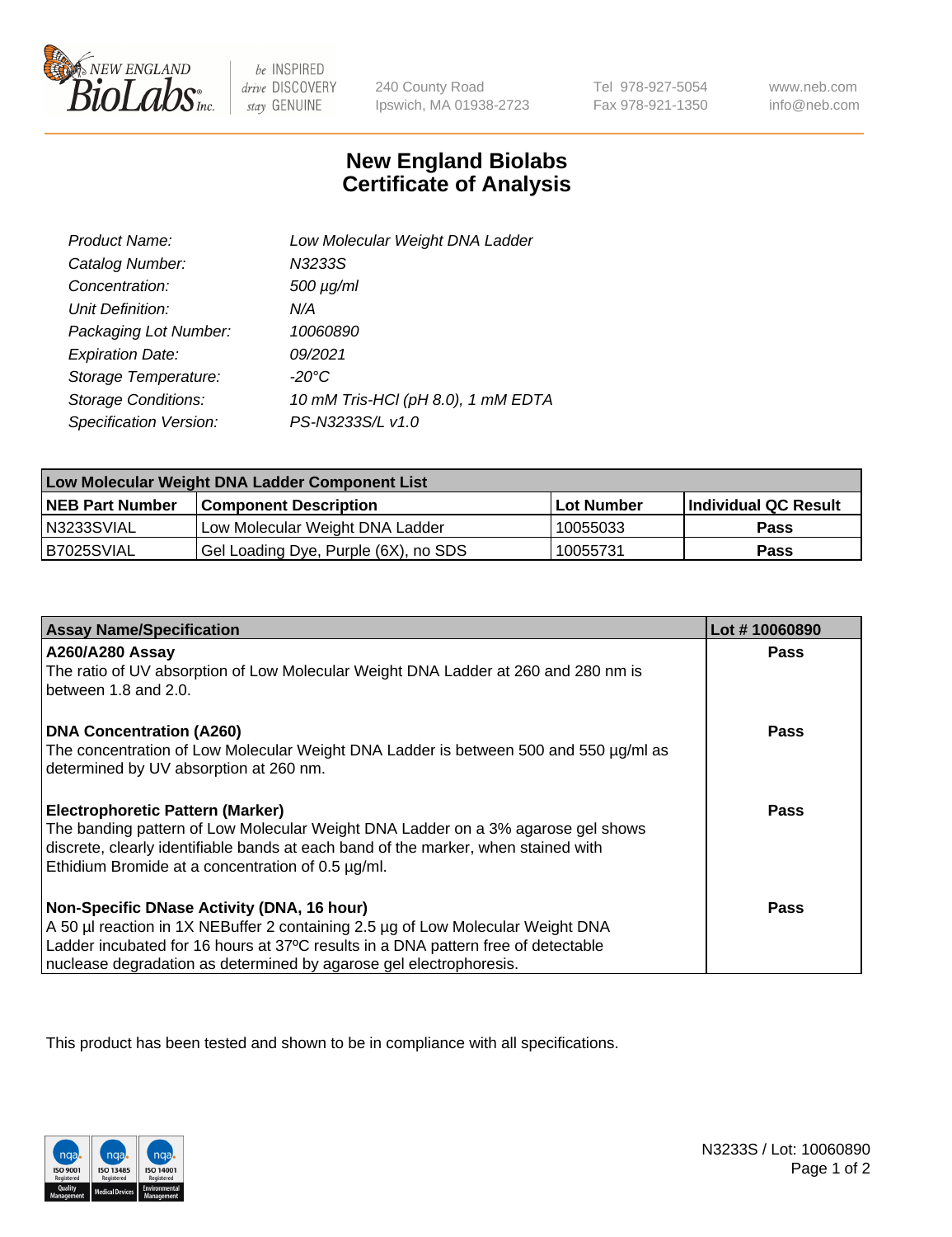New England BioLabs Inc. — be INSPIRED drive DISCOVERY stay GENUINE

240 County Road
Ipswich, MA 01938-2723

Tel 978-927-5054
Fax 978-921-1350

www.neb.com
info@neb.com

# New England Biolabs Certificate of Analysis

| | |
|---|---|
| *Product Name:* | *Low Molecular Weight DNA Ladder* |
| *Catalog Number:* | *N3233S* |
| *Concentration:* | *500 µg/ml* |
| *Unit Definition:* | *N/A* |
| *Packaging Lot Number:* | *10060890* |
| *Expiration Date:* | *09/2021* |
| *Storage Temperature:* | *-20°C* |
| *Storage Conditions:* | *10 mM Tris-HCl (pH 8.0), 1 mM EDTA* |
| *Specification Version:* | *PS-N3233S/L v1.0* |

| Low Molecular Weight DNA Ladder Component List | | | |
|---|---|---|---|
| **NEB Part Number** | **Component Description** | **Lot Number** | **Individual QC Result** |
| N3233SVIAL | Low Molecular Weight DNA Ladder | 10055033 | **Pass** |
| B7025SVIAL | Gel Loading Dye, Purple (6X), no SDS | 10055731 | **Pass** |

| Assay Name/Specification | Lot # 10060890 |
|---|---|
| **A260/A280 Assay**<br>The ratio of UV absorption of Low Molecular Weight DNA Ladder at 260 and 280 nm is between 1.8 and 2.0. | **Pass** |
| **DNA Concentration (A260)**<br>The concentration of Low Molecular Weight DNA Ladder is between 500 and 550 µg/ml as determined by UV absorption at 260 nm. | **Pass** |
| **Electrophoretic Pattern (Marker)**<br>The banding pattern of Low Molecular Weight DNA Ladder on a 3% agarose gel shows discrete, clearly identifiable bands at each band of the marker, when stained with Ethidium Bromide at a concentration of 0.5 µg/ml. | **Pass** |
| **Non-Specific DNase Activity (DNA, 16 hour)**<br>A 50 µl reaction in 1X NEBuffer 2 containing 2.5 µg of Low Molecular Weight DNA Ladder incubated for 16 hours at 37°C results in a DNA pattern free of detectable nuclease degradation as determined by agarose gel electrophoresis. | **Pass** |

This product has been tested and shown to be in compliance with all specifications.

N3233S / Lot: 10060890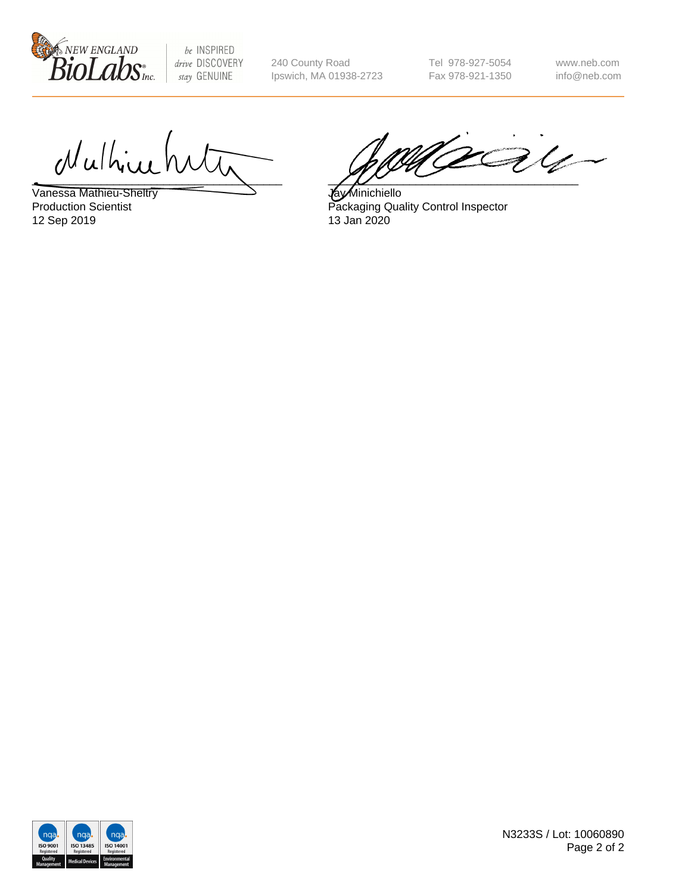NEW ENGLAND BioLabs Inc.

be INSPIRED
drive DISCOVERY
stay GENUINE

240 County Road
Ipswich, MA 01938-2723

Tel 978-927-5054
Fax 978-921-1350

www.neb.com
info@neb.com

Vanessa Mathieu-Sheltry
Production Scientist
12 Sep 2019

Jay Minichiello
Packaging Quality Control Inspector
13 Jan 2020

nqa ISO 9001 Registered Quality Management | nqa ISO 13485 Registered Medical Devices | nqa ISO 14001 Registered Environmental Management

N3233S / Lot: 10060890